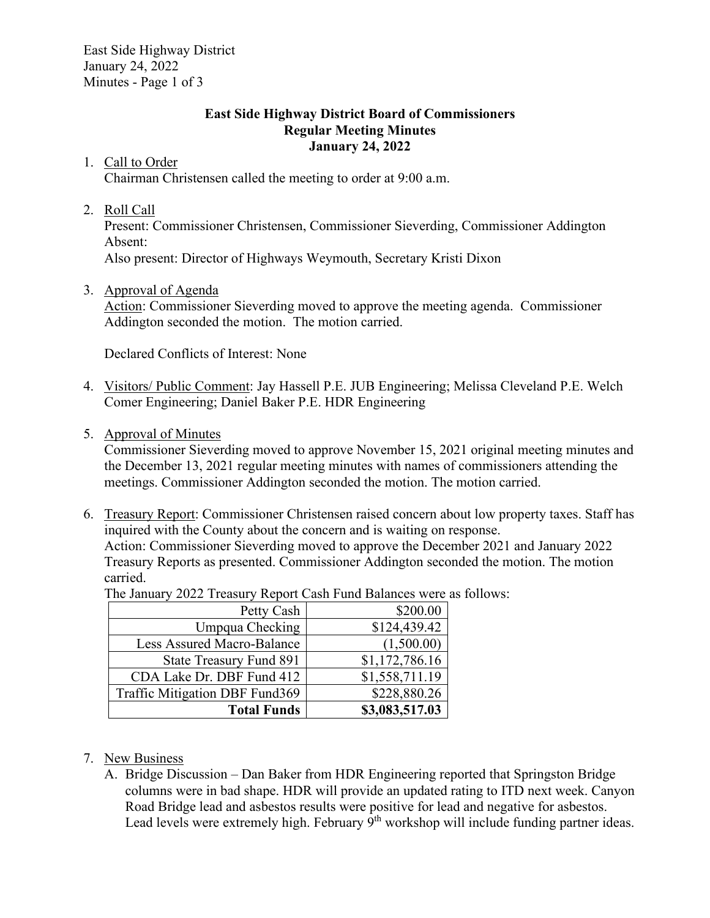**East Side Highway District Board of Commissioners**
**Regular Meeting Minutes**
**January 24, 2022**

1. Call to Order
   Chairman Christensen called the meeting to order at 9:00 a.m.

2. Roll Call
   Present: Commissioner Christensen, Commissioner Sieverding, Commissioner Addington
   Absent:
   Also present: Director of Highways Weymouth, Secretary Kristi Dixon

3. Approval of Agenda
   Action: Commissioner Sieverding moved to approve the meeting agenda. Commissioner Addington seconded the motion. The motion carried.

   Declared Conflicts of Interest: None

4. Visitors/ Public Comment: Jay Hassell P.E. JUB Engineering; Melissa Cleveland P.E. Welch Comer Engineering; Daniel Baker P.E. HDR Engineering

5. Approval of Minutes
   Commissioner Sieverding moved to approve November 15, 2021 original meeting minutes and the December 13, 2021 regular meeting minutes with names of commissioners attending the meetings. Commissioner Addington seconded the motion. The motion carried.

6. Treasury Report: Commissioner Christensen raised concern about low property taxes. Staff has inquired with the County about the concern and is waiting on response.
   Action: Commissioner Sieverding moved to approve the December 2021 and January 2022 Treasury Reports as presented. Commissioner Addington seconded the motion. The motion carried.
   The January 2022 Treasury Report Cash Fund Balances were as follows:

| | |
|---:|---:|
| Petty Cash | $200.00 |
| Umpqua Checking | $124,439.42 |
| Less Assured Macro-Balance | (1,500.00) |
| State Treasury Fund 891 | $1,172,786.16 |
| CDA Lake Dr. DBF Fund 412 | $1,558,711.19 |
| Traffic Mitigation DBF Fund369 | $228,880.26 |
| **Total Funds** | **$3,083,517.03** |

7. New Business
   A. Bridge Discussion – Dan Baker from HDR Engineering reported that Springston Bridge columns were in bad shape. HDR will provide an updated rating to ITD next week. Canyon Road Bridge lead and asbestos results were positive for lead and negative for asbestos. Lead levels were extremely high. February 9th workshop will include funding partner ideas.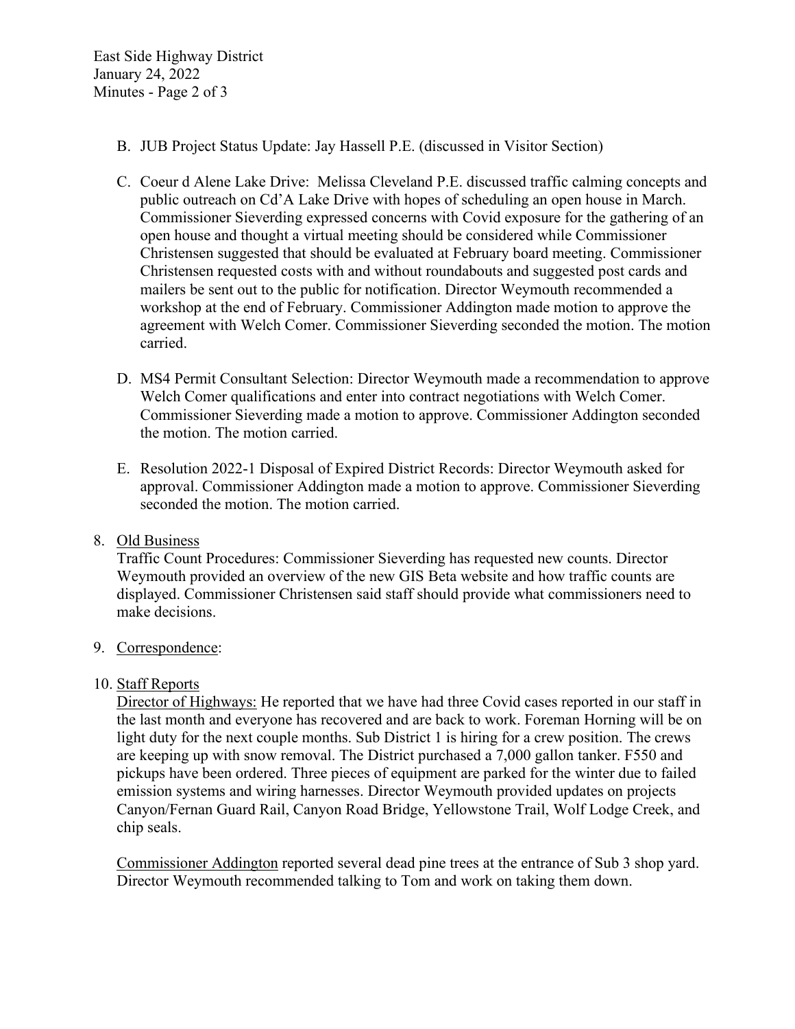B. JUB Project Status Update: Jay Hassell P.E. (discussed in Visitor Section)

C. Coeur d Alene Lake Drive: Melissa Cleveland P.E. discussed traffic calming concepts and public outreach on Cd'A Lake Drive with hopes of scheduling an open house in March. Commissioner Sieverding expressed concerns with Covid exposure for the gathering of an open house and thought a virtual meeting should be considered while Commissioner Christensen suggested that should be evaluated at February board meeting. Commissioner Christensen requested costs with and without roundabouts and suggested post cards and mailers be sent out to the public for notification. Director Weymouth recommended a workshop at the end of February. Commissioner Addington made motion to approve the agreement with Welch Comer. Commissioner Sieverding seconded the motion. The motion carried.

D. MS4 Permit Consultant Selection: Director Weymouth made a recommendation to approve Welch Comer qualifications and enter into contract negotiations with Welch Comer. Commissioner Sieverding made a motion to approve. Commissioner Addington seconded the motion. The motion carried.

E. Resolution 2022-1 Disposal of Expired District Records: Director Weymouth asked for approval. Commissioner Addington made a motion to approve. Commissioner Sieverding seconded the motion. The motion carried.

8. <u>Old Business</u>

Traffic Count Procedures: Commissioner Sieverding has requested new counts. Director Weymouth provided an overview of the new GIS Beta website and how traffic counts are displayed. Commissioner Christensen said staff should provide what commissioners need to make decisions.

9. <u>Correspondence</u>:

10. <u>Staff Reports</u>

<u>Director of Highways:</u> He reported that we have had three Covid cases reported in our staff in the last month and everyone has recovered and are back to work. Foreman Horning will be on light duty for the next couple months. Sub District 1 is hiring for a crew position. The crews are keeping up with snow removal. The District purchased a 7,000 gallon tanker. F550 and pickups have been ordered. Three pieces of equipment are parked for the winter due to failed emission systems and wiring harnesses. Director Weymouth provided updates on projects Canyon/Fernan Guard Rail, Canyon Road Bridge, Yellowstone Trail, Wolf Lodge Creek, and chip seals.

<u>Commissioner Addington</u> reported several dead pine trees at the entrance of Sub 3 shop yard. Director Weymouth recommended talking to Tom and work on taking them down.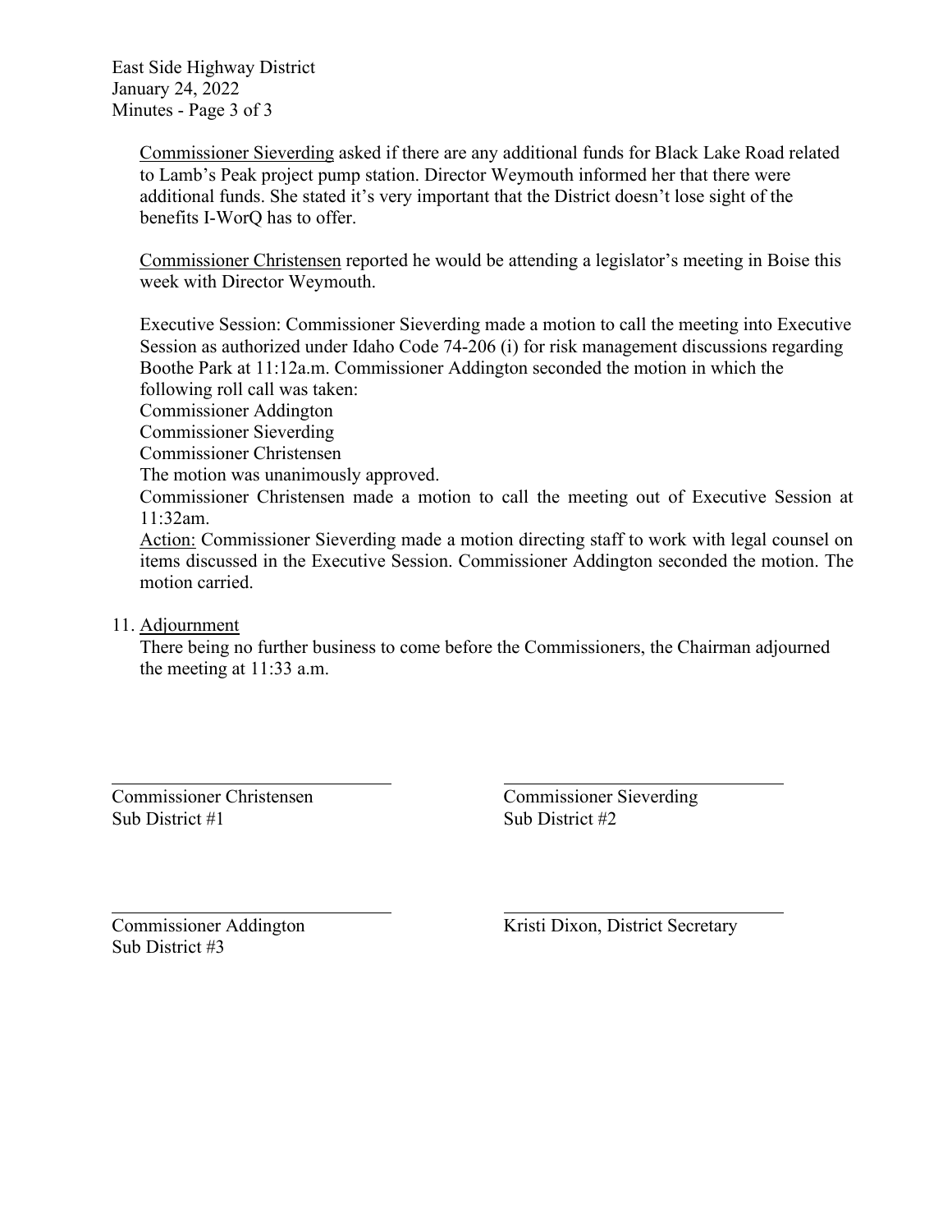<u>Commissioner Sieverding</u> asked if there are any additional funds for Black Lake Road related to Lamb's Peak project pump station. Director Weymouth informed her that there were additional funds. She stated it's very important that the District doesn't lose sight of the benefits I-WorQ has to offer.

<u>Commissioner Christensen</u> reported he would be attending a legislator's meeting in Boise this week with Director Weymouth.

Executive Session: Commissioner Sieverding made a motion to call the meeting into Executive Session as authorized under Idaho Code 74-206 (i) for risk management discussions regarding Boothe Park at 11:12a.m. Commissioner Addington seconded the motion in which the following roll call was taken:
Commissioner Addington
Commissioner Sieverding
Commissioner Christensen
The motion was unanimously approved.
Commissioner Christensen made a motion to call the meeting out of Executive Session at 11:32am.
<u>Action:</u> Commissioner Sieverding made a motion directing staff to work with legal counsel on items discussed in the Executive Session. Commissioner Addington seconded the motion. The motion carried.

11. <u>Adjournment</u>
    There being no further business to come before the Commissioners, the Chairman adjourned the meeting at 11:33 a.m.

\_\_\_\_\_\_\_\_\_\_\_\_\_\_\_\_\_\_\_\_\_\_\_\_\_\_\_\_
Commissioner Christensen
Sub District #1

\_\_\_\_\_\_\_\_\_\_\_\_\_\_\_\_\_\_\_\_\_\_\_\_\_\_\_\_
Commissioner Sieverding
Sub District #2

\_\_\_\_\_\_\_\_\_\_\_\_\_\_\_\_\_\_\_\_\_\_\_\_\_\_\_\_
Commissioner Addington
Sub District #3

\_\_\_\_\_\_\_\_\_\_\_\_\_\_\_\_\_\_\_\_\_\_\_\_\_\_\_\_
Kristi Dixon, District Secretary